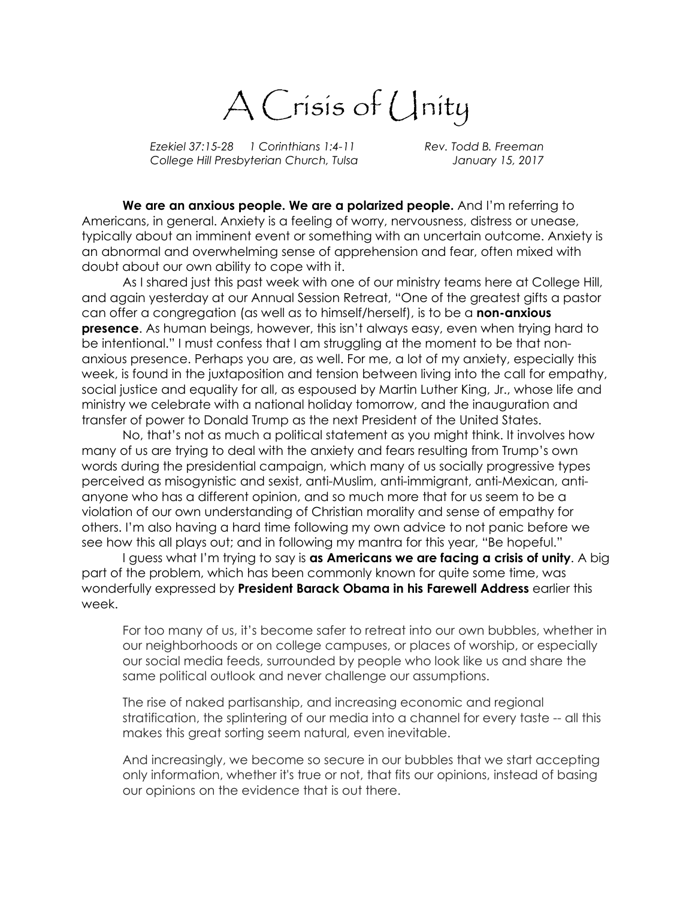# A Crisis of Unity

*Ezekiel 37:15-28 1 Corinthians 1:4-11* *Rev. Todd B. Freeman*
*College Hill Presbyterian Church, Tulsa* *January 15, 2017*

**We are an anxious people. We are a polarized people.** And I'm referring to Americans, in general. Anxiety is a feeling of worry, nervousness, distress or unease, typically about an imminent event or something with an uncertain outcome. Anxiety is an abnormal and overwhelming sense of apprehension and fear, often mixed with doubt about our own ability to cope with it.

As I shared just this past week with one of our ministry teams here at College Hill, and again yesterday at our Annual Session Retreat, "One of the greatest gifts a pastor can offer a congregation (as well as to himself/herself), is to be a **non-anxious presence**. As human beings, however, this isn't always easy, even when trying hard to be intentional." I must confess that I am struggling at the moment to be that non-anxious presence. Perhaps you are, as well. For me, a lot of my anxiety, especially this week, is found in the juxtaposition and tension between living into the call for empathy, social justice and equality for all, as espoused by Martin Luther King, Jr., whose life and ministry we celebrate with a national holiday tomorrow, and the inauguration and transfer of power to Donald Trump as the next President of the United States.

No, that's not as much a political statement as you might think. It involves how many of us are trying to deal with the anxiety and fears resulting from Trump's own words during the presidential campaign, which many of us socially progressive types perceived as misogynistic and sexist, anti-Muslim, anti-immigrant, anti-Mexican, anti-anyone who has a different opinion, and so much more that for us seem to be a violation of our own understanding of Christian morality and sense of empathy for others. I'm also having a hard time following my own advice to not panic before we see how this all plays out; and in following my mantra for this year, "Be hopeful."

I guess what I'm trying to say is **as Americans we are facing a crisis of unity**. A big part of the problem, which has been commonly known for quite some time, was wonderfully expressed by **President Barack Obama in his Farewell Address** earlier this week.

> For too many of us, it's become safer to retreat into our own bubbles, whether in our neighborhoods or on college campuses, or places of worship, or especially our social media feeds, surrounded by people who look like us and share the same political outlook and never challenge our assumptions.
>
> The rise of naked partisanship, and increasing economic and regional stratification, the splintering of our media into a channel for every taste -- all this makes this great sorting seem natural, even inevitable.
>
> And increasingly, we become so secure in our bubbles that we start accepting only information, whether it's true or not, that fits our opinions, instead of basing our opinions on the evidence that is out there.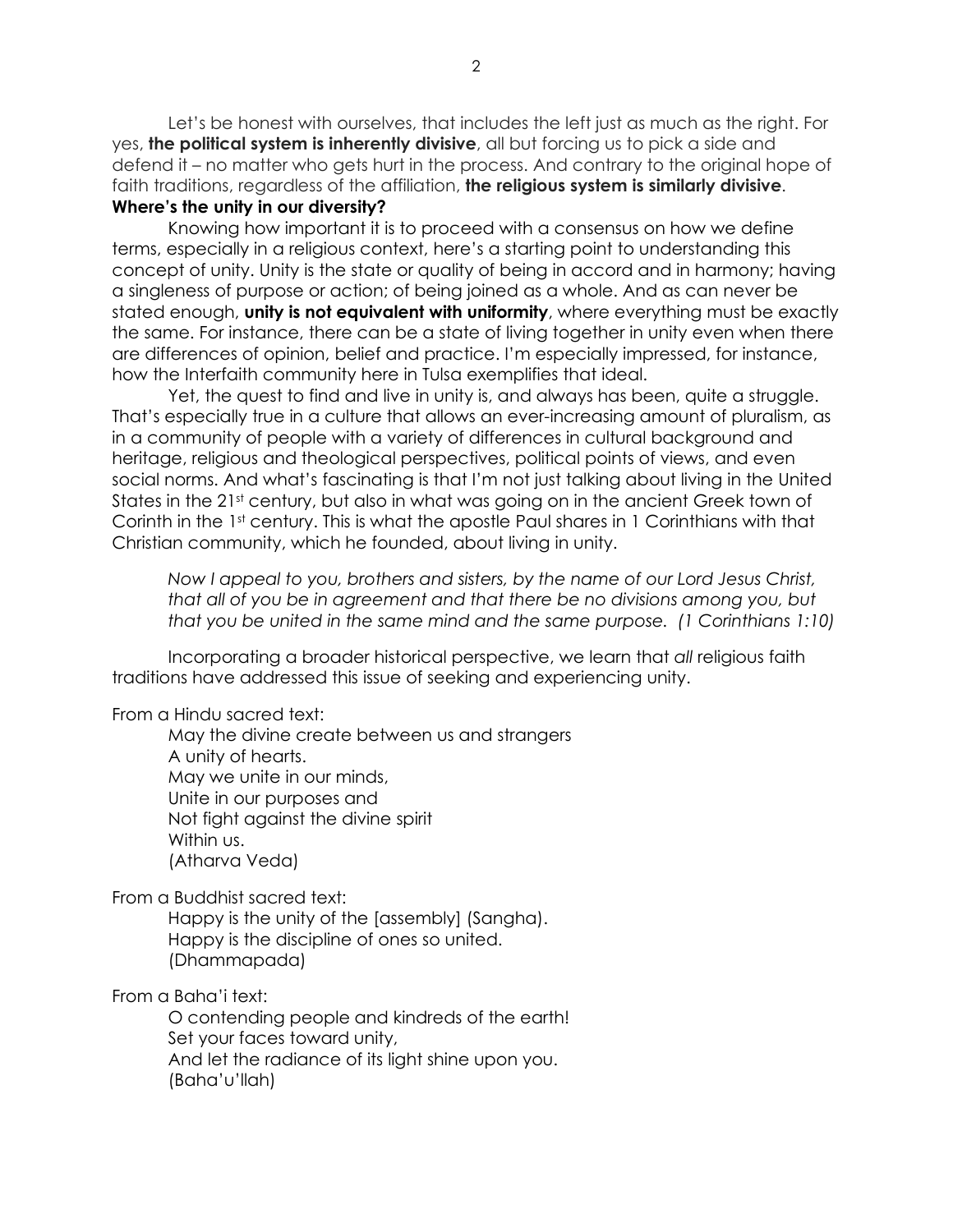Let's be honest with ourselves, that includes the left just as much as the right. For yes, **the political system is inherently divisive**, all but forcing us to pick a side and defend it – no matter who gets hurt in the process. And contrary to the original hope of faith traditions, regardless of the affiliation, **the religious system is similarly divisive**.

**Where's the unity in our diversity?**

Knowing how important it is to proceed with a consensus on how we define terms, especially in a religious context, here's a starting point to understanding this concept of unity. Unity is the state or quality of being in accord and in harmony; having a singleness of purpose or action; of being joined as a whole. And as can never be stated enough, **unity is not equivalent with uniformity**, where everything must be exactly the same. For instance, there can be a state of living together in unity even when there are differences of opinion, belief and practice. I'm especially impressed, for instance, how the Interfaith community here in Tulsa exemplifies that ideal.

Yet, the quest to find and live in unity is, and always has been, quite a struggle. That's especially true in a culture that allows an ever-increasing amount of pluralism, as in a community of people with a variety of differences in cultural background and heritage, religious and theological perspectives, political points of views, and even social norms. And what's fascinating is that I'm not just talking about living in the United States in the 21st century, but also in what was going on in the ancient Greek town of Corinth in the 1st century. This is what the apostle Paul shares in 1 Corinthians with that Christian community, which he founded, about living in unity.

> *Now I appeal to you, brothers and sisters, by the name of our Lord Jesus Christ, that all of you be in agreement and that there be no divisions among you, but that you be united in the same mind and the same purpose. (1 Corinthians 1:10)*

Incorporating a broader historical perspective, we learn that *all* religious faith traditions have addressed this issue of seeking and experiencing unity.

From a Hindu sacred text:

> May the divine create between us and strangers
> A unity of hearts.
> May we unite in our minds,
> Unite in our purposes and
> Not fight against the divine spirit
> Within us.
> (Atharva Veda)

From a Buddhist sacred text:

> Happy is the unity of the [assembly] (Sangha).
> Happy is the discipline of ones so united.
> (Dhammapada)

From a Baha'i text:

> O contending people and kindreds of the earth!
> Set your faces toward unity,
> And let the radiance of its light shine upon you.
> (Baha'u'llah)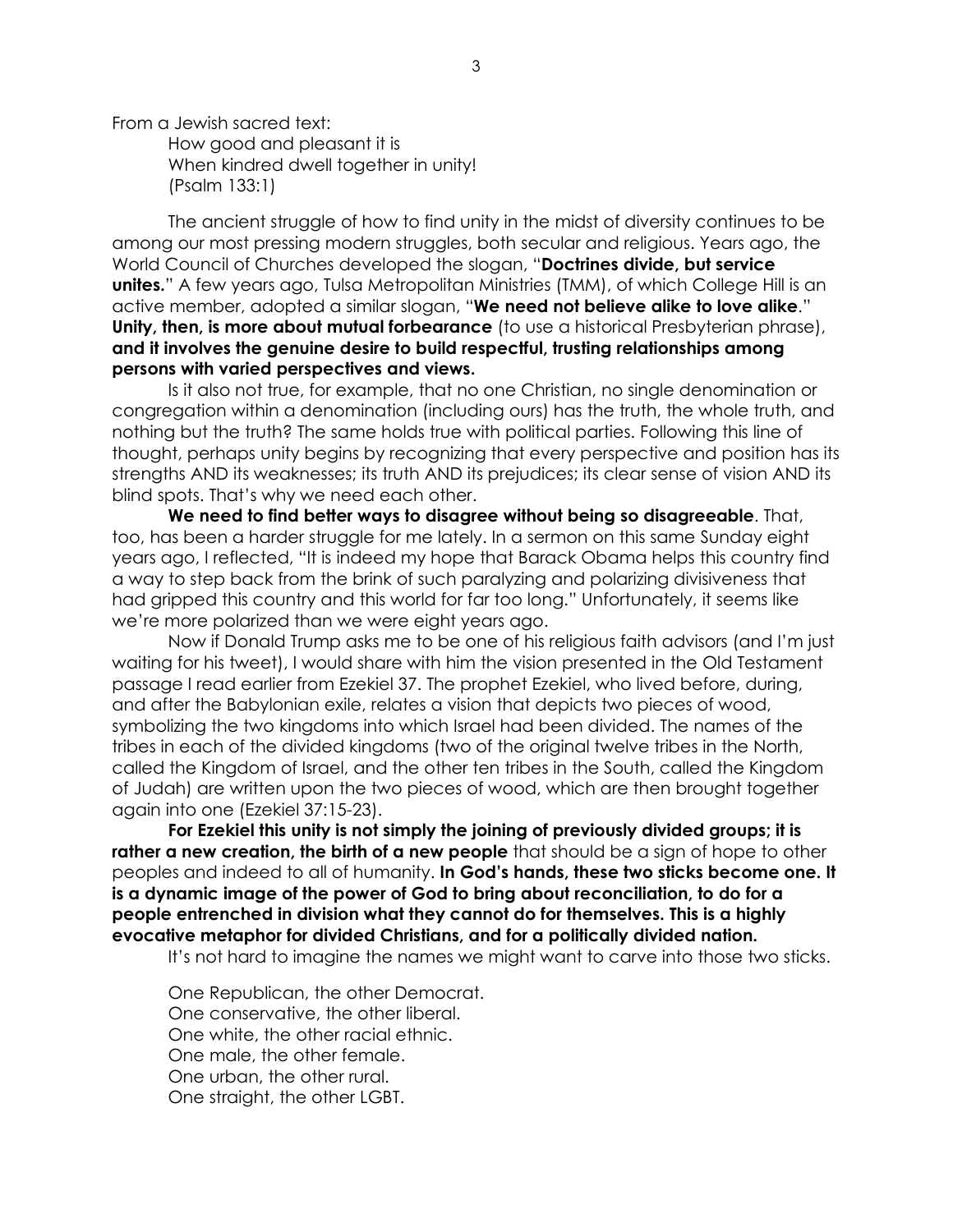From a Jewish sacred text:

> How good and pleasant it is
> When kindred dwell together in unity!
> (Psalm 133:1)

The ancient struggle of how to find unity in the midst of diversity continues to be among our most pressing modern struggles, both secular and religious. Years ago, the World Council of Churches developed the slogan, "**Doctrines divide, but service unites.**" A few years ago, Tulsa Metropolitan Ministries (TMM), of which College Hill is an active member, adopted a similar slogan, "**We need not believe alike to love alike**." **Unity, then, is more about mutual forbearance** (to use a historical Presbyterian phrase), **and it involves the genuine desire to build respectful, trusting relationships among persons with varied perspectives and views.**

Is it also not true, for example, that no one Christian, no single denomination or congregation within a denomination (including ours) has the truth, the whole truth, and nothing but the truth? The same holds true with political parties. Following this line of thought, perhaps unity begins by recognizing that every perspective and position has its strengths AND its weaknesses; its truth AND its prejudices; its clear sense of vision AND its blind spots. That's why we need each other.

**We need to find better ways to disagree without being so disagreeable**. That, too, has been a harder struggle for me lately. In a sermon on this same Sunday eight years ago, I reflected, "It is indeed my hope that Barack Obama helps this country find a way to step back from the brink of such paralyzing and polarizing divisiveness that had gripped this country and this world for far too long." Unfortunately, it seems like we're more polarized than we were eight years ago.

Now if Donald Trump asks me to be one of his religious faith advisors (and I'm just waiting for his tweet), I would share with him the vision presented in the Old Testament passage I read earlier from Ezekiel 37. The prophet Ezekiel, who lived before, during, and after the Babylonian exile, relates a vision that depicts two pieces of wood, symbolizing the two kingdoms into which Israel had been divided. The names of the tribes in each of the divided kingdoms (two of the original twelve tribes in the North, called the Kingdom of Israel, and the other ten tribes in the South, called the Kingdom of Judah) are written upon the two pieces of wood, which are then brought together again into one (Ezekiel 37:15-23).

**For Ezekiel this unity is not simply the joining of previously divided groups; it is rather a new creation, the birth of a new people** that should be a sign of hope to other peoples and indeed to all of humanity. **In God's hands, these two sticks become one. It is a dynamic image of the power of God to bring about reconciliation, to do for a people entrenched in division what they cannot do for themselves. This is a highly evocative metaphor for divided Christians, and for a politically divided nation.**

It's not hard to imagine the names we might want to carve into those two sticks.

One Republican, the other Democrat.
One conservative, the other liberal.
One white, the other racial ethnic.
One male, the other female.
One urban, the other rural.
One straight, the other LGBT.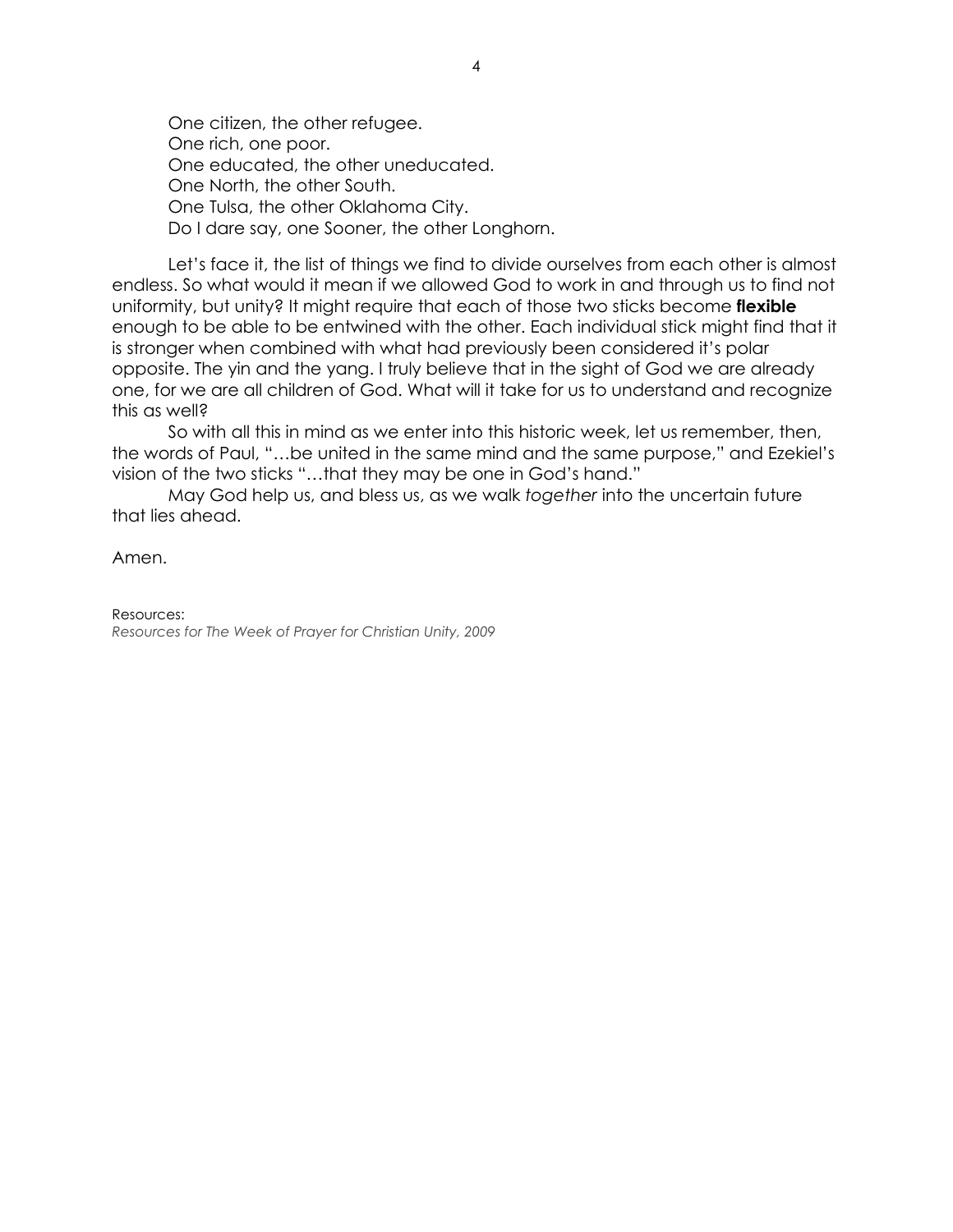One citizen, the other refugee.  
One rich, one poor.  
One educated, the other uneducated.  
One North, the other South.  
One Tulsa, the other Oklahoma City.  
Do I dare say, one Sooner, the other Longhorn.

Let's face it, the list of things we find to divide ourselves from each other is almost endless. So what would it mean if we allowed God to work in and through us to find not uniformity, but unity? It might require that each of those two sticks become **flexible** enough to be able to be entwined with the other. Each individual stick might find that it is stronger when combined with what had previously been considered it's polar opposite. The yin and the yang. I truly believe that in the sight of God we are already one, for we are all children of God. What will it take for us to understand and recognize this as well?

So with all this in mind as we enter into this historic week, let us remember, then, the words of Paul, "…be united in the same mind and the same purpose," and Ezekiel's vision of the two sticks "…that they may be one in God's hand."

May God help us, and bless us, as we walk *together* into the uncertain future that lies ahead.

Amen.

Resources:  
*Resources for The Week of Prayer for Christian Unity, 2009*